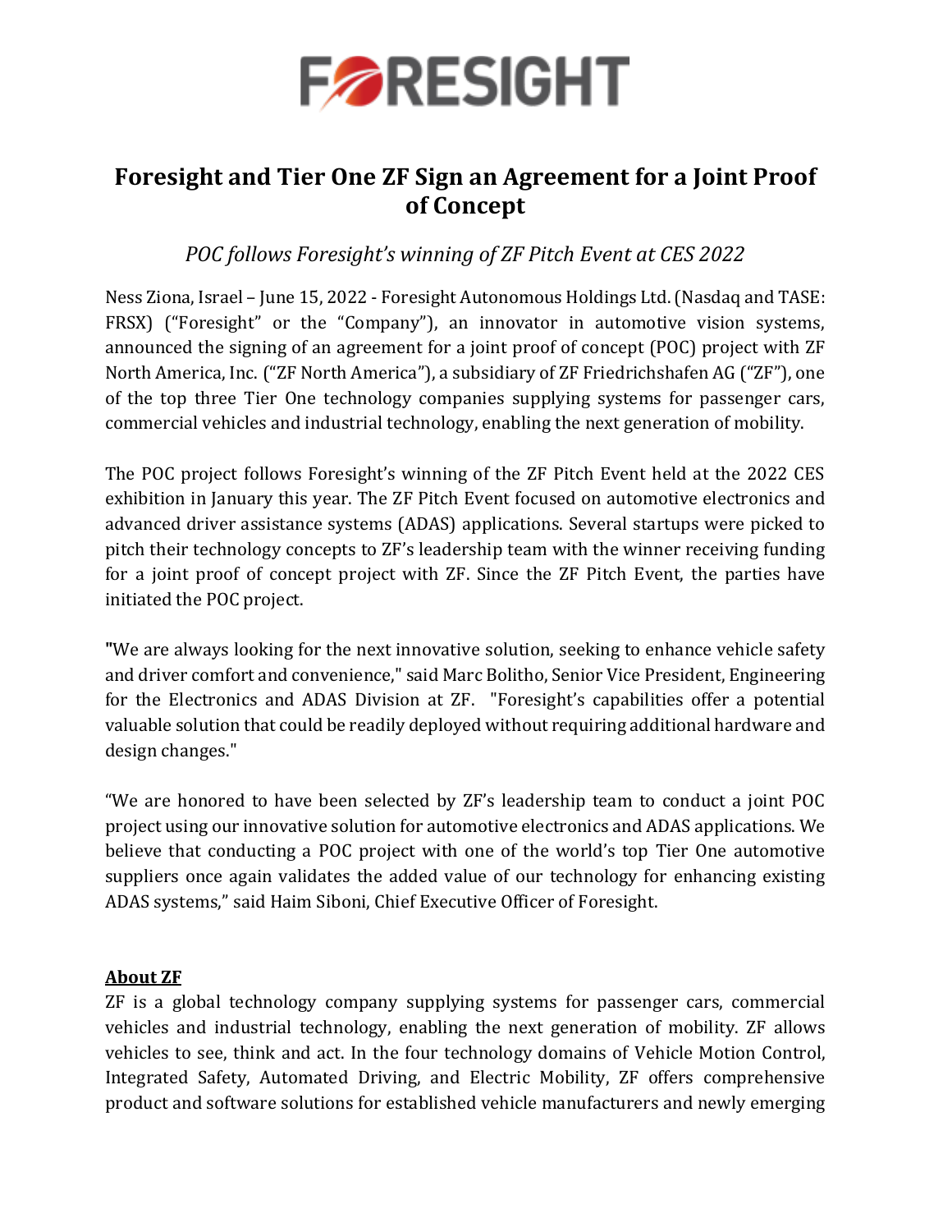# Foresight and Tier One ZF Sign an Agreement for a Joint Proof of Concept

*POC follows Foresight's winning of ZF Pitch Event at CES 2022*

Ness Ziona, Israel – June 15, 2022 - Foresight Autonomous Holdings Ltd. (Nasdaq and TASE: FRSX) ("Foresight" or the "Company"), an innovator in automotive vision systems, announced the signing of an agreement for a joint proof of concept (POC) project with ZF North America, Inc. ("ZF North America"), a subsidiary of ZF Friedrichshafen AG ("ZF"), one of the top three Tier One technology companies supplying systems for passenger cars, commercial vehicles and industrial technology, enabling the next generation of mobility.

The POC project follows Foresight's winning of the ZF Pitch Event held at the 2022 CES exhibition in January this year. The ZF Pitch Event focused on automotive electronics and advanced driver assistance systems (ADAS) applications. Several startups were picked to pitch their technology concepts to ZF's leadership team with the winner receiving funding for a joint proof of concept project with ZF. Since the ZF Pitch Event, the parties have initiated the POC project.

"We are always looking for the next innovative solution, seeking to enhance vehicle safety and driver comfort and convenience," said Marc Bolitho, Senior Vice President, Engineering for the Electronics and ADAS Division at ZF. "Foresight's capabilities offer a potential valuable solution that could be readily deployed without requiring additional hardware and design changes."

"We are honored to have been selected by ZF's leadership team to conduct a joint POC project using our innovative solution for automotive electronics and ADAS applications. We believe that conducting a POC project with one of the world's top Tier One automotive suppliers once again validates the added value of our technology for enhancing existing ADAS systems," said Haim Siboni, Chief Executive Officer of Foresight.

## About ZF

ZF is a global technology company supplying systems for passenger cars, commercial vehicles and industrial technology, enabling the next generation of mobility. ZF allows vehicles to see, think and act. In the four technology domains of Vehicle Motion Control, Integrated Safety, Automated Driving, and Electric Mobility, ZF offers comprehensive product and software solutions for established vehicle manufacturers and newly emerging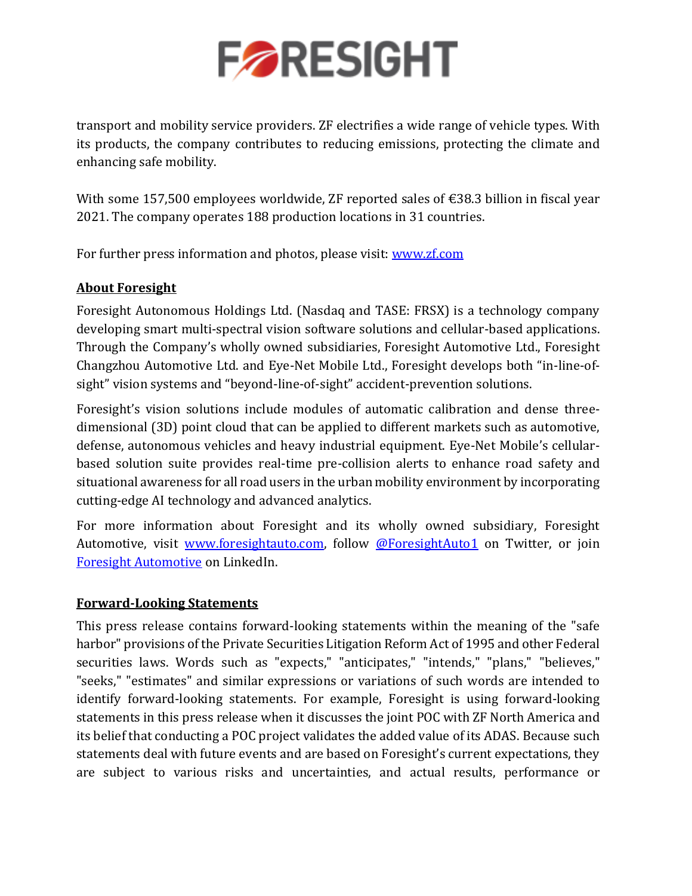transport and mobility service providers. ZF electrifies a wide range of vehicle types. With its products, the company contributes to reducing emissions, protecting the climate and enhancing safe mobility.

With some 157,500 employees worldwide, ZF reported sales of €38.3 billion in fiscal year 2021. The company operates 188 production locations in 31 countries.

For further press information and photos, please visit: [www.zf.com](www.zf.com)

## About Foresight

Foresight Autonomous Holdings Ltd. (Nasdaq and TASE: FRSX) is a technology company developing smart multi-spectral vision software solutions and cellular-based applications. Through the Company's wholly owned subsidiaries, Foresight Automotive Ltd., Foresight Changzhou Automotive Ltd. and Eye-Net Mobile Ltd., Foresight develops both "in-line-of-sight" vision systems and "beyond-line-of-sight" accident-prevention solutions.

Foresight's vision solutions include modules of automatic calibration and dense three-dimensional (3D) point cloud that can be applied to different markets such as automotive, defense, autonomous vehicles and heavy industrial equipment. Eye-Net Mobile's cellular-based solution suite provides real-time pre-collision alerts to enhance road safety and situational awareness for all road users in the urban mobility environment by incorporating cutting-edge AI technology and advanced analytics.

For more information about Foresight and its wholly owned subsidiary, Foresight Automotive, visit [www.foresightauto.com](www.foresightauto.com), follow [@ForesightAuto1]() on Twitter, or join [Foresight Automotive]() on LinkedIn.

## Forward-Looking Statements

This press release contains forward-looking statements within the meaning of the "safe harbor" provisions of the Private Securities Litigation Reform Act of 1995 and other Federal securities laws. Words such as "expects," "anticipates," "intends," "plans," "believes," "seeks," "estimates" and similar expressions or variations of such words are intended to identify forward-looking statements. For example, Foresight is using forward-looking statements in this press release when it discusses the joint POC with ZF North America and its belief that conducting a POC project validates the added value of its ADAS. Because such statements deal with future events and are based on Foresight's current expectations, they are subject to various risks and uncertainties, and actual results, performance or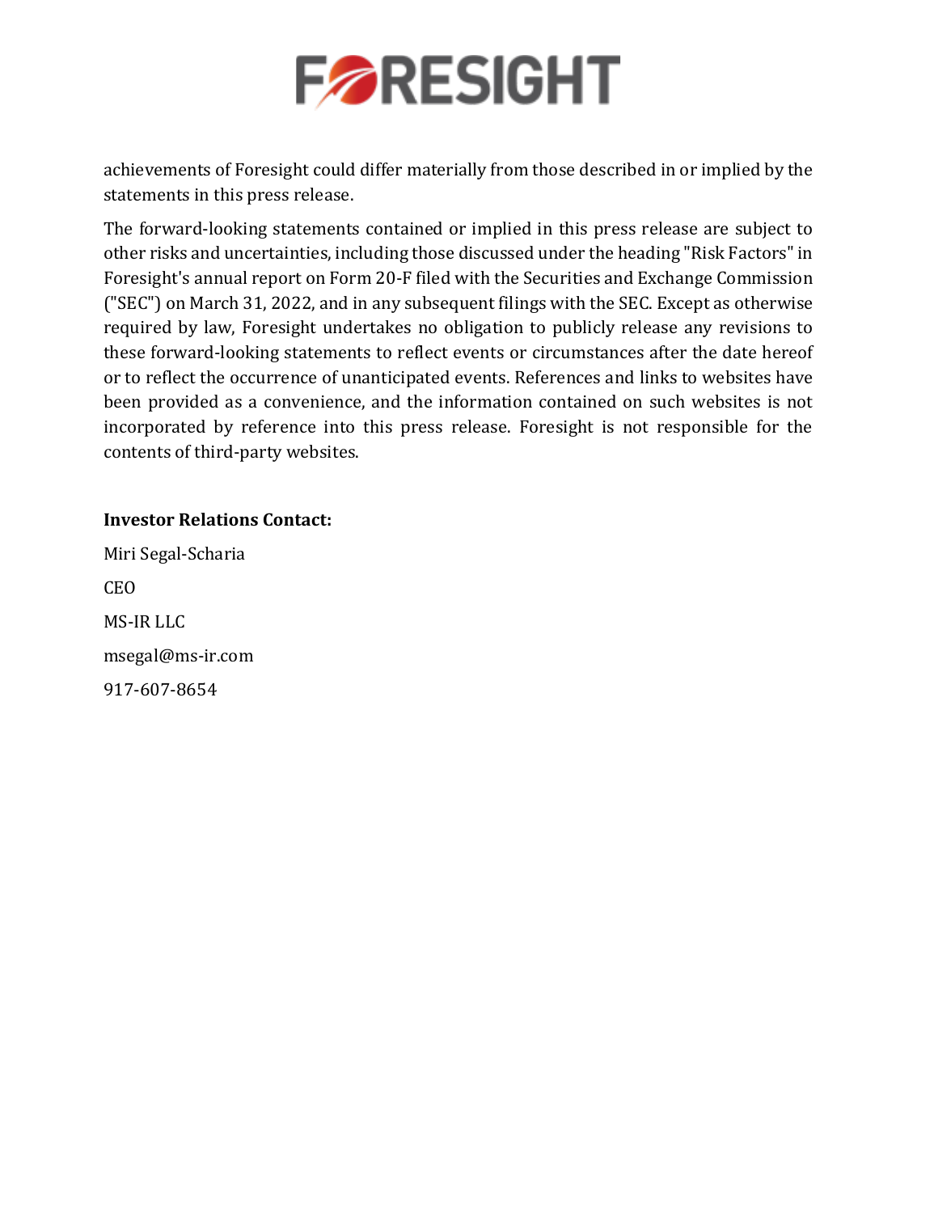achievements of Foresight could differ materially from those described in or implied by the statements in this press release.

The forward-looking statements contained or implied in this press release are subject to other risks and uncertainties, including those discussed under the heading "Risk Factors" in Foresight's annual report on Form 20-F filed with the Securities and Exchange Commission ("SEC") on March 31, 2022, and in any subsequent filings with the SEC. Except as otherwise required by law, Foresight undertakes no obligation to publicly release any revisions to these forward-looking statements to reflect events or circumstances after the date hereof or to reflect the occurrence of unanticipated events. References and links to websites have been provided as a convenience, and the information contained on such websites is not incorporated by reference into this press release. Foresight is not responsible for the contents of third-party websites.

**Investor Relations Contact:**

Miri Segal-Scharia

CEO

MS-IR LLC

msegal@ms-ir.com

917-607-8654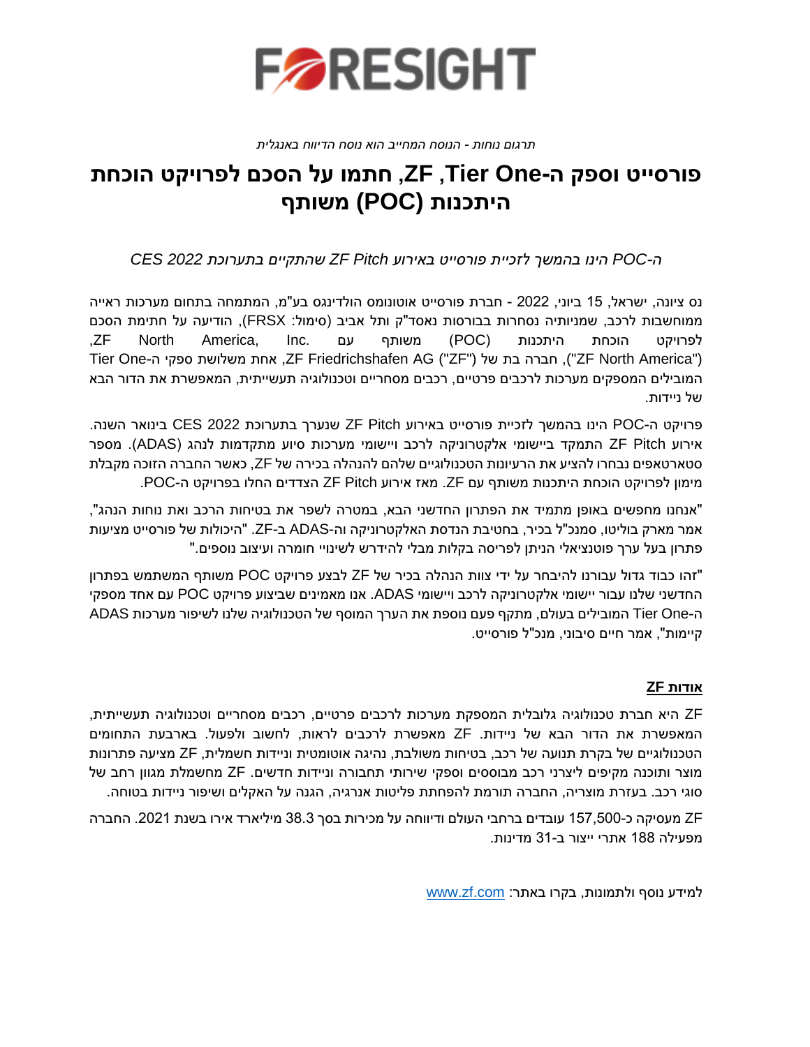*תרגום נוחות - הנוסח המחייב הוא נוסח הדיווח באנגלית*

# פורסייט וספק ה-Tier One, ZF, חתמו על הסכם לפרויקט הוכחת היתכנות (POC) משותף

*ה-POC הינו בהמשך לזכיית פורסייט באירוע ZF Pitch שהתקיים בתערוכת CES 2022*

נס ציונה, ישראל, 15 ביוני, 2022 - חברת פורסייט אוטונומס הולדינגס בע"מ, המתמחה בתחום מערכות ראייה ממוחשבות לרכב, שמניותיה נסחרות בבורסות נאסד"ק ותל אביב (סימול: FRSX), הודיעה על חתימת הסכם לפרויקט הוכחת היתכנות (POC) משותף עם ZF North America, Inc., ‏("ZF North America"), חברה בת של ZF Friedrichshafen AG ("ZF"), אחת משלושת ספקי ה-Tier One המובילים המספקים מערכות לרכבים פרטיים, רכבים מסחריים וטכנולוגיה תעשייתית, המאפשרת את הדור הבא של ניידות.

פרויקט ה-POC הינו בהמשך לזכיית פורסייט באירוע ZF Pitch שנערך בתערוכת CES 2022 בינואר השנה. אירוע ZF Pitch התמקד ביישומי אלקטרוניקה לרכב ויישומי מערכות סיוע מתקדמות לנהג (ADAS). מספר סטארטאפים נבחרו להציג את הרעיונות הטכנולוגיים שלהם להנהלה בכירה של ZF, כאשר החברה הזוכה מקבלת מימון לפרויקט הוכחת היתכנות משותף עם ZF. מאז אירוע ZF Pitch הצדדים החלו בפרויקט ה-POC.

"אנחנו מחפשים באופן מתמיד את הפתרון החדשני הבא, במטרה לשפר את בטיחות הרכב ואת נוחות הנהג", אמר מארק בוליטו, סמנכ"ל בכיר, בחטיבת הנדסת האלקטרוניקה וה-ADAS ב-ZF. "היכולות של פורסייט מציעות פתרון בעל ערך פוטנציאלי הניתן לפריסה בקלות מבלי להידרש לשינויי חומרה ועיצוב נוספים."

"זהו כבוד גדול עבורנו להיבחר על ידי צוות הנהלה בכיר של ZF לבצע פרויקט POC משותף המשתמש בפתרון החדשני שלנו עבור יישומי אלקטרוניקה לרכב ויישומי ADAS. אנו מאמינים שביצוע פרויקט POC עם אחד מספקי ה-Tier One המובילים בעולם, מתקף פעם נוספת את הערך המוסף של הטכנולוגיה שלנו לשיפור מערכות ADAS קיימות", אמר חיים סיבוני, מנכ"ל פורסייט.

**<u>אודות ZF</u>**

ZF היא חברת טכנולוגיה גלובלית המספקת מערכות לרכבים פרטיים, רכבים מסחריים וטכנולוגיה תעשייתית, המאפשרת את הדור הבא של ניידות. ZF מאפשרת לרכבים לראות, לחשוב ולפעול. בארבעת התחומים הטכנולוגיים של בקרת תנועה של רכב, בטיחות משולבת, נהיגה אוטומטית וניידות חשמלית, ZF מציעה פתרונות מוצר ותוכנה מקיפים ליצרני רכב מבוססים וספקי שירותי תחבורה וניידות חדשים. ZF מחשמלת מגוון רחב של סוגי רכב. בעזרת מוצריה, החברה תורמת להפחתת פליטות אנרגיה, הגנה על האקלים ושיפור ניידות בטוחה.

ZF מעסיקה כ-157,500 עובדים ברחבי העולם ודיווחה על מכירות בסך 38.3 מיליארד אירו בשנת 2021. החברה מפעילה 188 אתרי ייצור ב-31 מדינות.

למידע נוסף ולתמונות, בקרו באתר: www.zf.com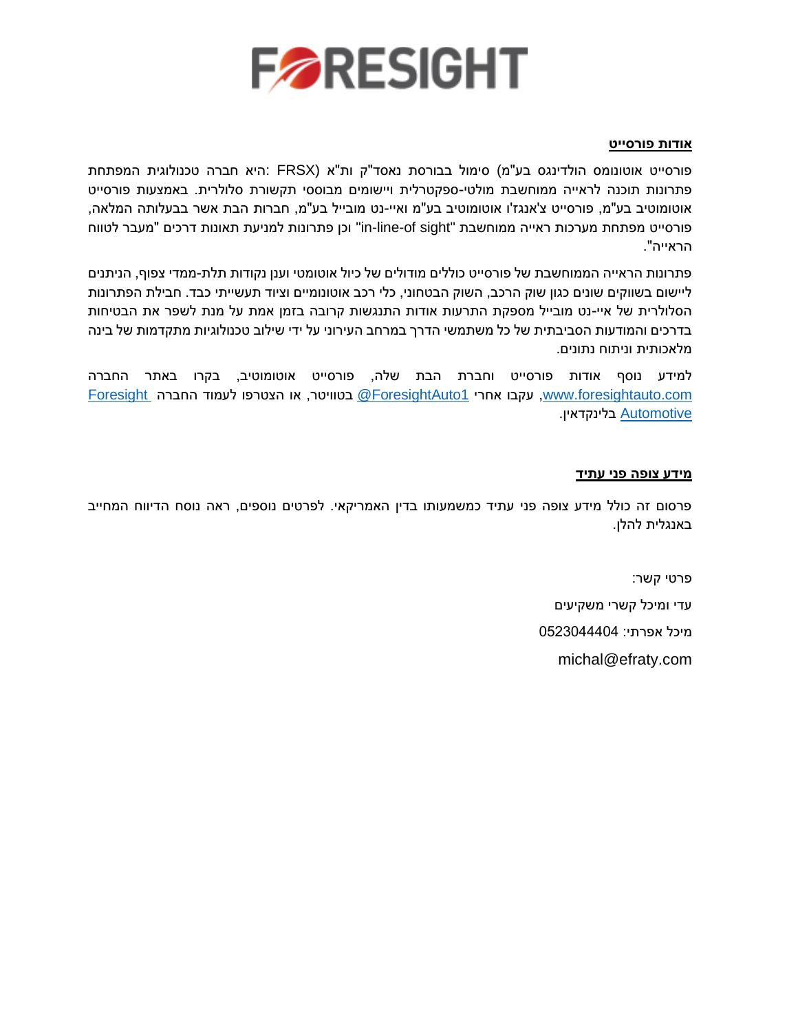FORESIGHT

**אודות פורסייט**

פורסייט אוטונומס הולדינגס בע"מ) סימול בבורסת נאסד"ק ות"א FRSX): היא חברה טכנולוגית המפתחת פתרונות תוכנה לראייה ממוחשבת מולטי-ספקטרלית ויישומים מבוססי תקשורת סלולרית. באמצעות פורסייט אוטומוטיב בע"מ, פורסייט צ'אנגז'ו אוטומוטיב בע"מ ואיי-נט מובייל בע"מ, חברות הבת אשר בבעלותה המלאה, פורסייט מפתחת מערכות ראייה ממוחשבת "in-line-of sight" וכן פתרונות למניעת תאונות דרכים "מעבר לטווח הראייה".

פתרונות הראייה הממוחשבת של פורסייט כוללים מודולים של כיול אוטומטי וענן נקודות תלת-ממדי צפוף, הניתנים ליישום בשווקים שונים כגון שוק הרכב, השוק הבטחוני, כלי רכב אוטונומיים וציוד תעשייתי כבד. חבילת הפתרונות הסלולרית של איי-נט מובייל מספקת התרעות אודות התנגשות קרובה בזמן אמת על מנת לשפר את הבטיחות בדרכים והמודעות הסביבתית של כל משתמשי הדרך במרחב העירוני על ידי שילוב טכנולוגיות מתקדמות של בינה מלאכותית וניתוח נתונים.

למידע נוסף אודות פורסייט וחברת הבת שלה, פורסייט אוטומוטיב, בקרו באתר החברה www.foresightauto.com, עקבו אחרי @ForesightAuto1 בטוויטר, או הצטרפו לעמוד החברה Foresight Automotive בלינקדאין.

**מידע צופה פני עתיד**

פרסום זה כולל מידע צופה פני עתיד כמשמעותו בדין האמריקאי. לפרטים נוספים, ראה נוסח הדיווח המחייב באנגלית להלן.

פרטי קשר:

עדי ומיכל קשרי משקיעים

מיכל אפרתי: 0523044404

michal@efraty.com